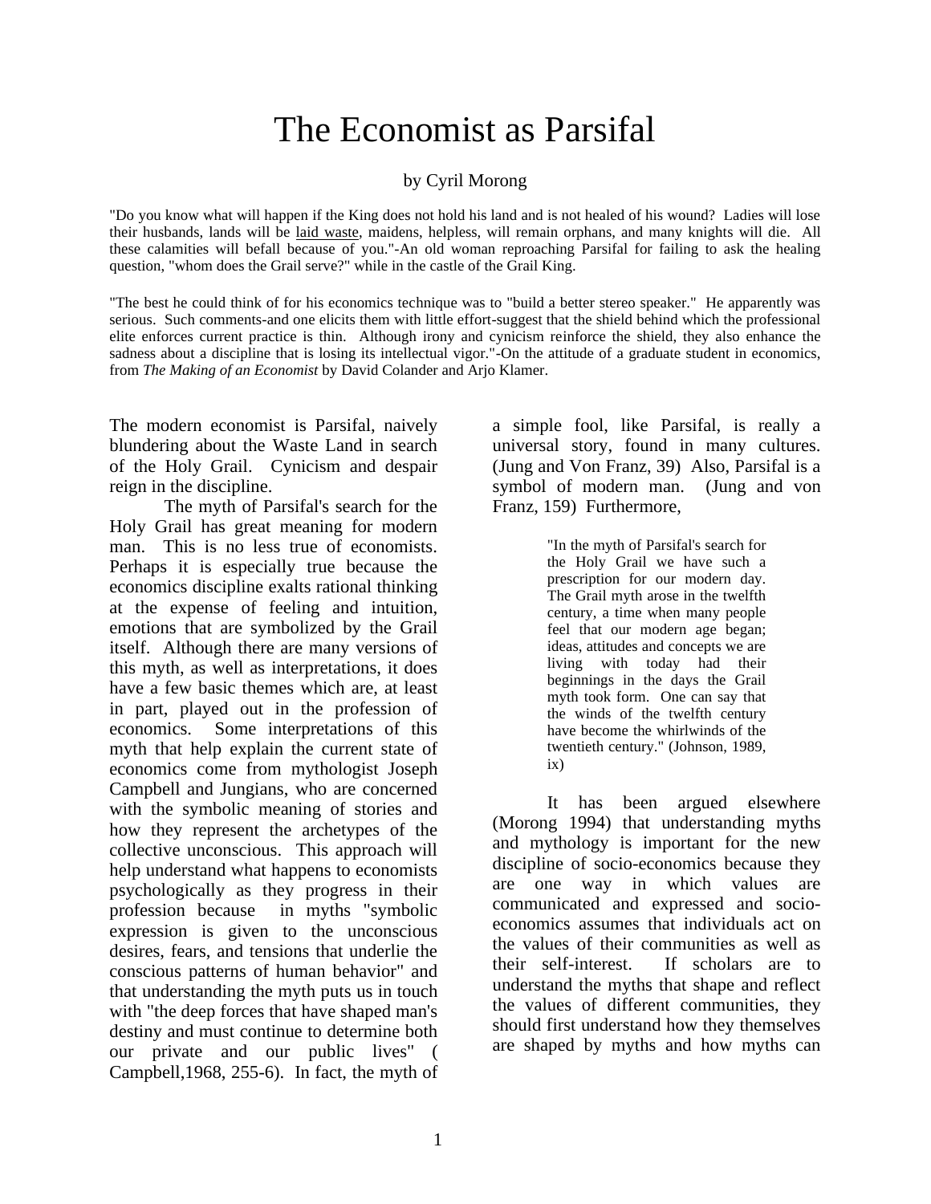# The Economist as Parsifal

by Cyril Morong

"Do you know what will happen if the King does not hold his land and is not healed of his wound? Ladies will lose their husbands, lands will be laid waste, maidens, helpless, will remain orphans, and many knights will die. All these calamities will befall because of you."-An old woman reproaching Parsifal for failing to ask the healing question, "whom does the Grail serve?" while in the castle of the Grail King.

"The best he could think of for his economics technique was to "build a better stereo speaker." He apparently was serious. Such comments-and one elicits them with little effort-suggest that the shield behind which the professional elite enforces current practice is thin. Although irony and cynicism reinforce the shield, they also enhance the sadness about a discipline that is losing its intellectual vigor."-On the attitude of a graduate student in economics, from *The Making of an Economist* by David Colander and Arjo Klamer.

The modern economist is Parsifal, naively blundering about the Waste Land in search of the Holy Grail. Cynicism and despair reign in the discipline.

The myth of Parsifal's search for the Holy Grail has great meaning for modern man. This is no less true of economists. Perhaps it is especially true because the economics discipline exalts rational thinking at the expense of feeling and intuition, emotions that are symbolized by the Grail itself. Although there are many versions of this myth, as well as interpretations, it does have a few basic themes which are, at least in part, played out in the profession of economics. Some interpretations of this myth that help explain the current state of economics come from mythologist Joseph Campbell and Jungians, who are concerned with the symbolic meaning of stories and how they represent the archetypes of the collective unconscious. This approach will help understand what happens to economists psychologically as they progress in their profession because in myths "symbolic expression is given to the unconscious desires, fears, and tensions that underlie the conscious patterns of human behavior" and that understanding the myth puts us in touch with "the deep forces that have shaped man's destiny and must continue to determine both our private and our public lives" ( Campbell,1968, 255-6). In fact, the myth of a simple fool, like Parsifal, is really a universal story, found in many cultures. (Jung and Von Franz, 39) Also, Parsifal is a symbol of modern man. (Jung and von Franz, 159) Furthermore,

> "In the myth of Parsifal's search for the Holy Grail we have such a prescription for our modern day. The Grail myth arose in the twelfth century, a time when many people feel that our modern age began; ideas, attitudes and concepts we are living with today had their beginnings in the days the Grail myth took form. One can say that the winds of the twelfth century have become the whirlwinds of the twentieth century." (Johnson, 1989, ix)

It has been argued elsewhere (Morong 1994) that understanding myths and mythology is important for the new discipline of socio-economics because they are one way in which values are communicated and expressed and socio-economics assumes that individuals act on the values of their communities as well as their self-interest. If scholars are to understand the myths that shape and reflect the values of different communities, they should first understand how they themselves are shaped by myths and how myths can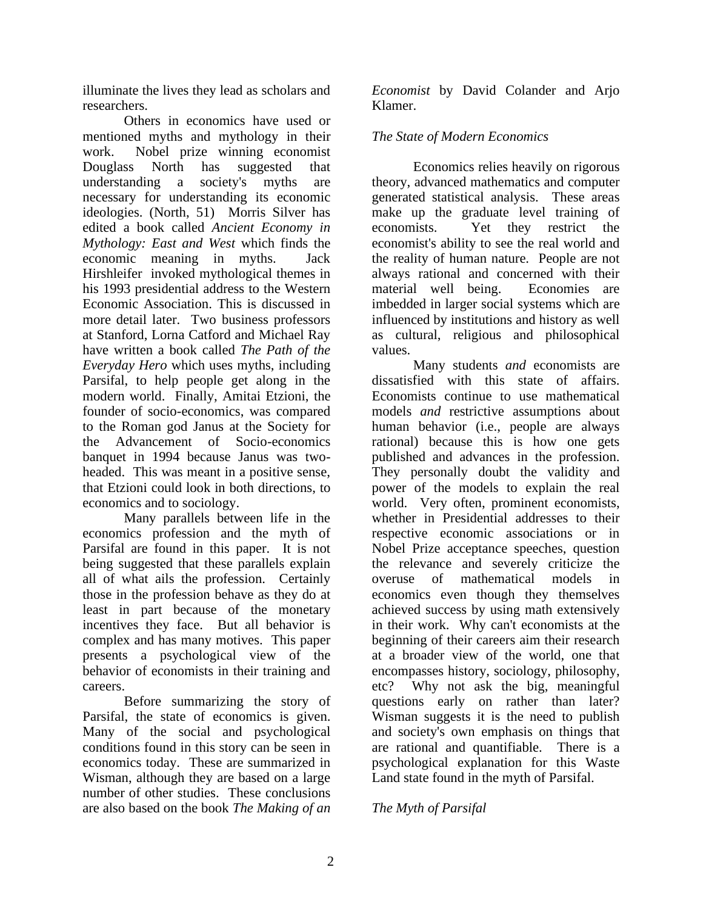illuminate the lives they lead as scholars and researchers.

Others in economics have used or mentioned myths and mythology in their work. Nobel prize winning economist Douglass North has suggested that understanding a society's myths are necessary for understanding its economic ideologies. (North, 51) Morris Silver has edited a book called *Ancient Economy in Mythology: East and West* which finds the economic meaning in myths. Jack Hirshleifer invoked mythological themes in his 1993 presidential address to the Western Economic Association. This is discussed in more detail later. Two business professors at Stanford, Lorna Catford and Michael Ray have written a book called *The Path of the Everyday Hero* which uses myths, including Parsifal, to help people get along in the modern world. Finally, Amitai Etzioni, the founder of socio-economics, was compared to the Roman god Janus at the Society for the Advancement of Socio-economics banquet in 1994 because Janus was two-headed. This was meant in a positive sense, that Etzioni could look in both directions, to economics and to sociology.

Many parallels between life in the economics profession and the myth of Parsifal are found in this paper. It is not being suggested that these parallels explain all of what ails the profession. Certainly those in the profession behave as they do at least in part because of the monetary incentives they face. But all behavior is complex and has many motives. This paper presents a psychological view of the behavior of economists in their training and careers.

Before summarizing the story of Parsifal, the state of economics is given. Many of the social and psychological conditions found in this story can be seen in economics today. These are summarized in Wisman, although they are based on a large number of other studies. These conclusions are also based on the book *The Making of an Economist* by David Colander and Arjo Klamer.

### *The State of Modern Economics*

Economics relies heavily on rigorous theory, advanced mathematics and computer generated statistical analysis. These areas make up the graduate level training of economists. Yet they restrict the economist's ability to see the real world and the reality of human nature. People are not always rational and concerned with their material well being. Economies are imbedded in larger social systems which are influenced by institutions and history as well as cultural, religious and philosophical values.

Many students *and* economists are dissatisfied with this state of affairs. Economists continue to use mathematical models *and* restrictive assumptions about human behavior (i.e., people are always rational) because this is how one gets published and advances in the profession. They personally doubt the validity and power of the models to explain the real world. Very often, prominent economists, whether in Presidential addresses to their respective economic associations or in Nobel Prize acceptance speeches, question the relevance and severely criticize the overuse of mathematical models in economics even though they themselves achieved success by using math extensively in their work. Why can't economists at the beginning of their careers aim their research at a broader view of the world, one that encompasses history, sociology, philosophy, etc? Why not ask the big, meaningful questions early on rather than later? Wisman suggests it is the need to publish and society's own emphasis on things that are rational and quantifiable. There is a psychological explanation for this Waste Land state found in the myth of Parsifal.

### *The Myth of Parsifal*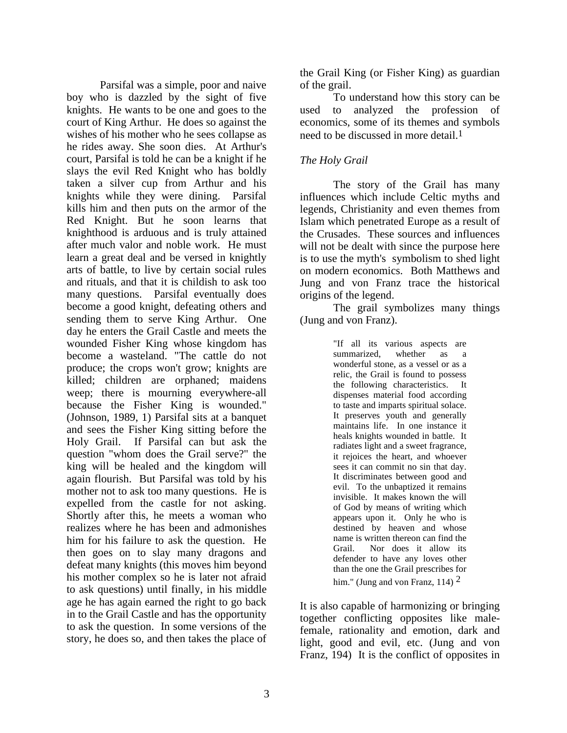Parsifal was a simple, poor and naive boy who is dazzled by the sight of five knights. He wants to be one and goes to the court of King Arthur. He does so against the wishes of his mother who he sees collapse as he rides away. She soon dies. At Arthur's court, Parsifal is told he can be a knight if he slays the evil Red Knight who has boldly taken a silver cup from Arthur and his knights while they were dining. Parsifal kills him and then puts on the armor of the Red Knight. But he soon learns that knighthood is arduous and is truly attained after much valor and noble work. He must learn a great deal and be versed in knightly arts of battle, to live by certain social rules and rituals, and that it is childish to ask too many questions. Parsifal eventually does become a good knight, defeating others and sending them to serve King Arthur. One day he enters the Grail Castle and meets the wounded Fisher King whose kingdom has become a wasteland. "The cattle do not produce; the crops won't grow; knights are killed; children are orphaned; maidens weep; there is mourning everywhere-all because the Fisher King is wounded." (Johnson, 1989, 1) Parsifal sits at a banquet and sees the Fisher King sitting before the Holy Grail. If Parsifal can but ask the question "whom does the Grail serve?" the king will be healed and the kingdom will again flourish. But Parsifal was told by his mother not to ask too many questions. He is expelled from the castle for not asking. Shortly after this, he meets a woman who realizes where he has been and admonishes him for his failure to ask the question. He then goes on to slay many dragons and defeat many knights (this moves him beyond his mother complex so he is later not afraid to ask questions) until finally, in his middle age he has again earned the right to go back in to the Grail Castle and has the opportunity to ask the question. In some versions of the story, he does so, and then takes the place of the Grail King (or Fisher King) as guardian of the grail.

To understand how this story can be used to analyzed the profession of economics, some of its themes and symbols need to be discussed in more detail.[1]

*The Holy Grail*

The story of the Grail has many influences which include Celtic myths and legends, Christianity and even themes from Islam which penetrated Europe as a result of the Crusades. These sources and influences will not be dealt with since the purpose here is to use the myth's symbolism to shed light on modern economics. Both Matthews and Jung and von Franz trace the historical origins of the legend.

The grail symbolizes many things (Jung and von Franz).

> "If all its various aspects are summarized, whether as a wonderful stone, as a vessel or as a relic, the Grail is found to possess the following characteristics. It dispenses material food according to taste and imparts spiritual solace. It preserves youth and generally maintains life. In one instance it heals knights wounded in battle. It radiates light and a sweet fragrance, it rejoices the heart, and whoever sees it can commit no sin that day. It discriminates between good and evil. To the unbaptized it remains invisible. It makes known the will of God by means of writing which appears upon it. Only he who is destined by heaven and whose name is written thereon can find the Grail. Nor does it allow its defender to have any loves other than the one the Grail prescribes for him." (Jung and von Franz, 114) [2]

It is also capable of harmonizing or bringing together conflicting opposites like male-female, rationality and emotion, dark and light, good and evil, etc. (Jung and von Franz, 194) It is the conflict of opposites in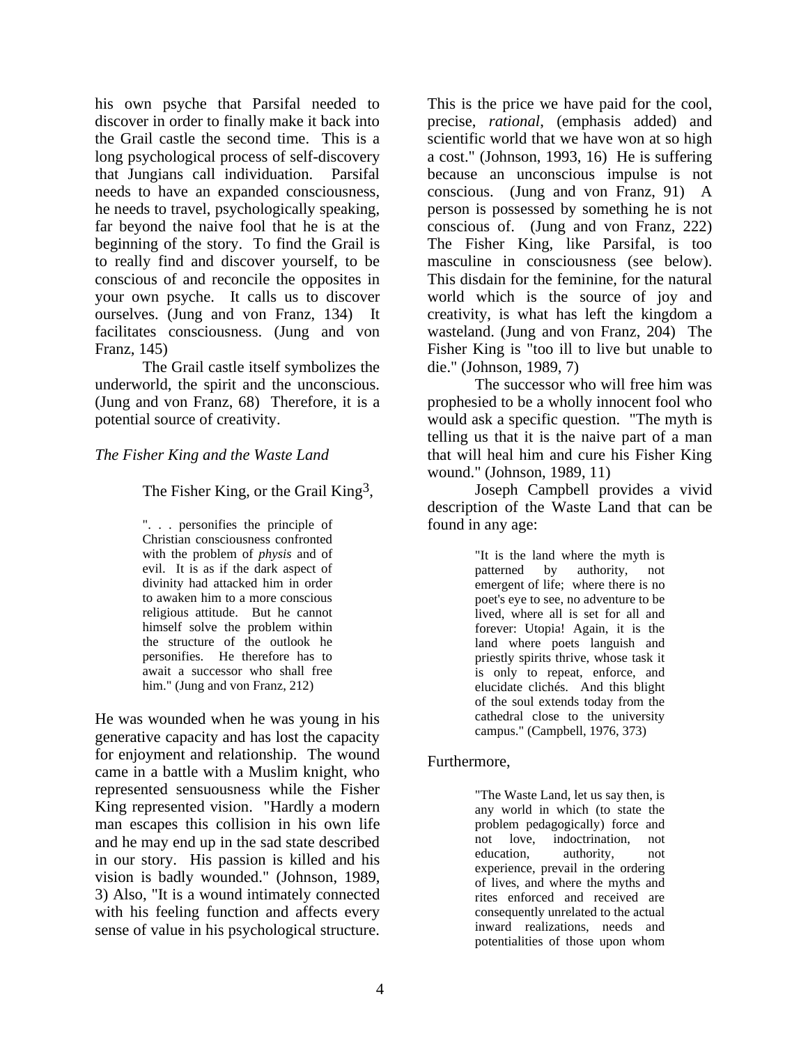his own psyche that Parsifal needed to discover in order to finally make it back into the Grail castle the second time. This is a long psychological process of self-discovery that Jungians call individuation. Parsifal needs to have an expanded consciousness, he needs to travel, psychologically speaking, far beyond the naive fool that he is at the beginning of the story. To find the Grail is to really find and discover yourself, to be conscious of and reconcile the opposites in your own psyche. It calls us to discover ourselves. (Jung and von Franz, 134) It facilitates consciousness. (Jung and von Franz, 145)

The Grail castle itself symbolizes the underworld, the spirit and the unconscious. (Jung and von Franz, 68) Therefore, it is a potential source of creativity.

*The Fisher King and the Waste Land*

The Fisher King, or the Grail King[3],

> ". . . personifies the principle of Christian consciousness confronted with the problem of *physis* and of evil. It is as if the dark aspect of divinity had attacked him in order to awaken him to a more conscious religious attitude. But he cannot himself solve the problem within the structure of the outlook he personifies. He therefore has to await a successor who shall free him." (Jung and von Franz, 212)

He was wounded when he was young in his generative capacity and has lost the capacity for enjoyment and relationship. The wound came in a battle with a Muslim knight, who represented sensuousness while the Fisher King represented vision. "Hardly a modern man escapes this collision in his own life and he may end up in the sad state described in our story. His passion is killed and his vision is badly wounded." (Johnson, 1989, 3) Also, "It is a wound intimately connected with his feeling function and affects every sense of value in his psychological structure. This is the price we have paid for the cool, precise, *rational*, (emphasis added) and scientific world that we have won at so high a cost." (Johnson, 1993, 16) He is suffering because an unconscious impulse is not conscious. (Jung and von Franz, 91) A person is possessed by something he is not conscious of. (Jung and von Franz, 222) The Fisher King, like Parsifal, is too masculine in consciousness (see below). This disdain for the feminine, for the natural world which is the source of joy and creativity, is what has left the kingdom a wasteland. (Jung and von Franz, 204) The Fisher King is "too ill to live but unable to die." (Johnson, 1989, 7)

The successor who will free him was prophesied to be a wholly innocent fool who would ask a specific question. "The myth is telling us that it is the naive part of a man that will heal him and cure his Fisher King wound." (Johnson, 1989, 11)

Joseph Campbell provides a vivid description of the Waste Land that can be found in any age:

> "It is the land where the myth is patterned by authority, not emergent of life; where there is no poet's eye to see, no adventure to be lived, where all is set for all and forever: Utopia! Again, it is the land where poets languish and priestly spirits thrive, whose task it is only to repeat, enforce, and elucidate clichés. And this blight of the soul extends today from the cathedral close to the university campus." (Campbell, 1976, 373)

Furthermore,

> "The Waste Land, let us say then, is any world in which (to state the problem pedagogically) force and not love, indoctrination, not education, authority, not experience, prevail in the ordering of lives, and where the myths and rites enforced and received are consequently unrelated to the actual inward realizations, needs and potentialities of those upon whom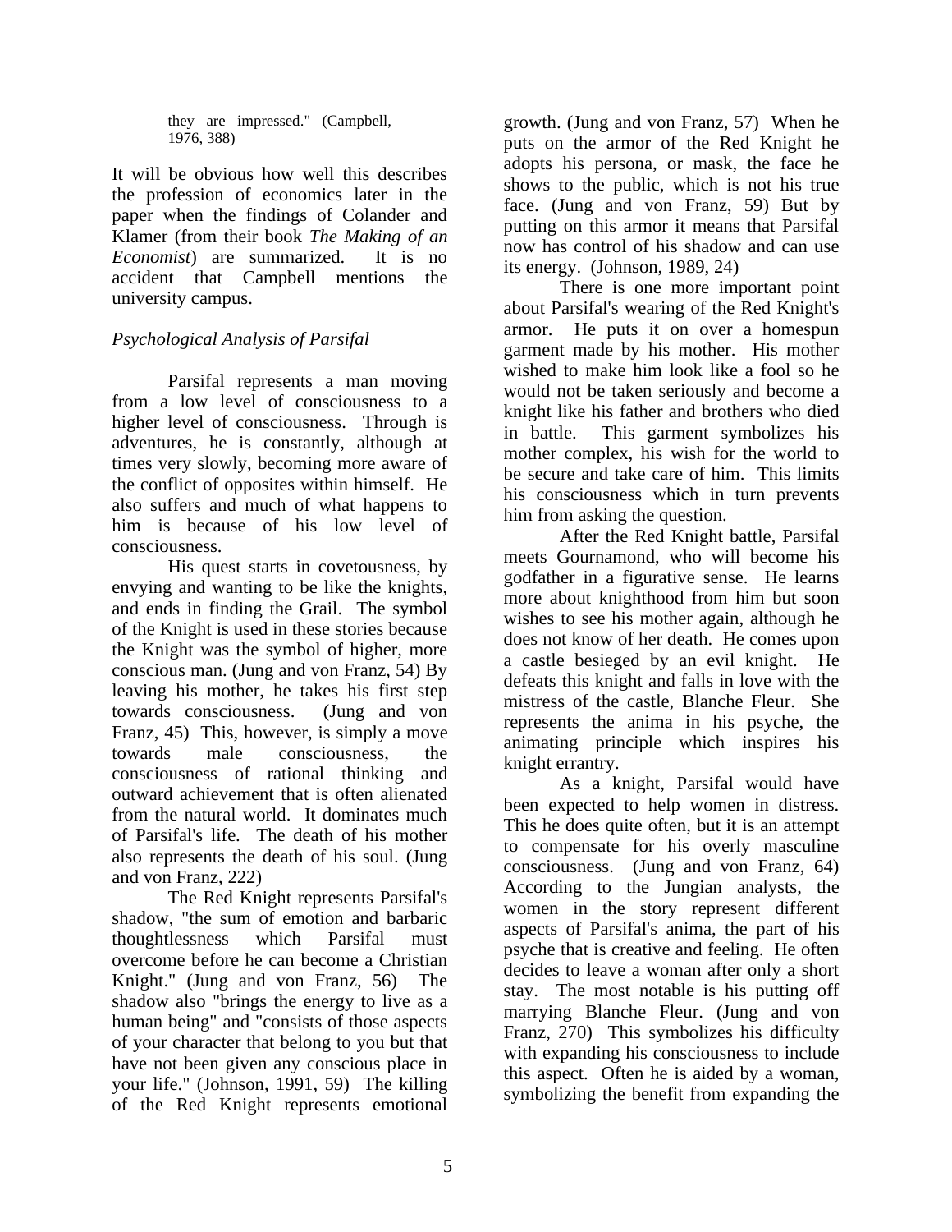> they are impressed." (Campbell, 1976, 388)

It will be obvious how well this describes the profession of economics later in the paper when the findings of Colander and Klamer (from their book *The Making of an Economist*) are summarized. It is no accident that Campbell mentions the university campus.

*Psychological Analysis of Parsifal*

Parsifal represents a man moving from a low level of consciousness to a higher level of consciousness. Through is adventures, he is constantly, although at times very slowly, becoming more aware of the conflict of opposites within himself. He also suffers and much of what happens to him is because of his low level of consciousness.

His quest starts in covetousness, by envying and wanting to be like the knights, and ends in finding the Grail. The symbol of the Knight is used in these stories because the Knight was the symbol of higher, more conscious man. (Jung and von Franz, 54) By leaving his mother, he takes his first step towards consciousness. (Jung and von Franz, 45) This, however, is simply a move towards male consciousness, the consciousness of rational thinking and outward achievement that is often alienated from the natural world. It dominates much of Parsifal's life. The death of his mother also represents the death of his soul. (Jung and von Franz, 222)

The Red Knight represents Parsifal's shadow, "the sum of emotion and barbaric thoughtlessness which Parsifal must overcome before he can become a Christian Knight." (Jung and von Franz, 56) The shadow also "brings the energy to live as a human being" and "consists of those aspects of your character that belong to you but that have not been given any conscious place in your life." (Johnson, 1991, 59) The killing of the Red Knight represents emotional growth. (Jung and von Franz, 57) When he puts on the armor of the Red Knight he adopts his persona, or mask, the face he shows to the public, which is not his true face. (Jung and von Franz, 59) But by putting on this armor it means that Parsifal now has control of his shadow and can use its energy. (Johnson, 1989, 24)

There is one more important point about Parsifal's wearing of the Red Knight's armor. He puts it on over a homespun garment made by his mother. His mother wished to make him look like a fool so he would not be taken seriously and become a knight like his father and brothers who died in battle. This garment symbolizes his mother complex, his wish for the world to be secure and take care of him. This limits his consciousness which in turn prevents him from asking the question.

After the Red Knight battle, Parsifal meets Gournamond, who will become his godfather in a figurative sense. He learns more about knighthood from him but soon wishes to see his mother again, although he does not know of her death. He comes upon a castle besieged by an evil knight. He defeats this knight and falls in love with the mistress of the castle, Blanche Fleur. She represents the anima in his psyche, the animating principle which inspires his knight errantry.

As a knight, Parsifal would have been expected to help women in distress. This he does quite often, but it is an attempt to compensate for his overly masculine consciousness. (Jung and von Franz, 64) According to the Jungian analysts, the women in the story represent different aspects of Parsifal's anima, the part of his psyche that is creative and feeling. He often decides to leave a woman after only a short stay. The most notable is his putting off marrying Blanche Fleur. (Jung and von Franz, 270) This symbolizes his difficulty with expanding his consciousness to include this aspect. Often he is aided by a woman, symbolizing the benefit from expanding the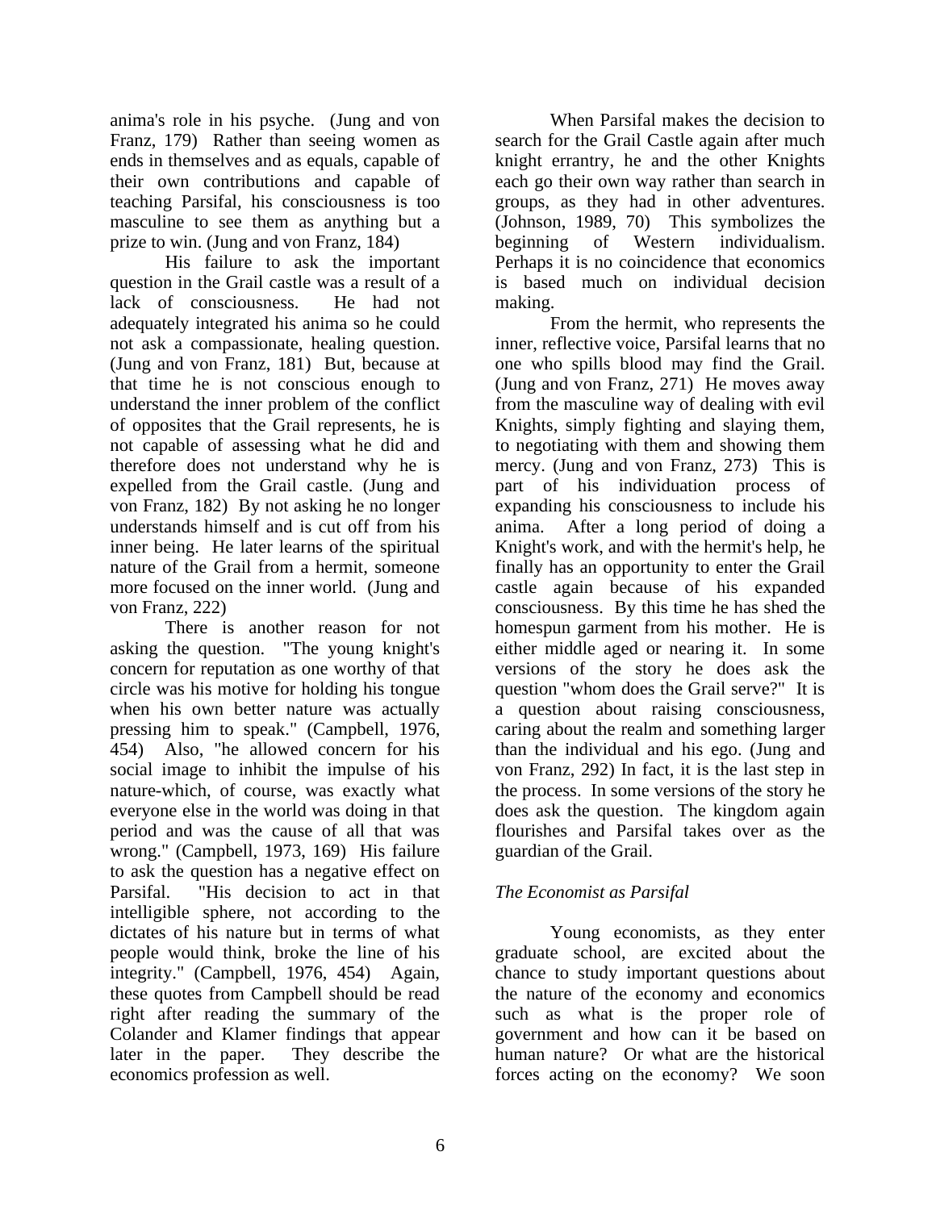anima's role in his psyche. (Jung and von Franz, 179) Rather than seeing women as ends in themselves and as equals, capable of their own contributions and capable of teaching Parsifal, his consciousness is too masculine to see them as anything but a prize to win. (Jung and von Franz, 184)

His failure to ask the important question in the Grail castle was a result of a lack of consciousness. He had not adequately integrated his anima so he could not ask a compassionate, healing question. (Jung and von Franz, 181) But, because at that time he is not conscious enough to understand the inner problem of the conflict of opposites that the Grail represents, he is not capable of assessing what he did and therefore does not understand why he is expelled from the Grail castle. (Jung and von Franz, 182) By not asking he no longer understands himself and is cut off from his inner being. He later learns of the spiritual nature of the Grail from a hermit, someone more focused on the inner world. (Jung and von Franz, 222)

There is another reason for not asking the question. "The young knight's concern for reputation as one worthy of that circle was his motive for holding his tongue when his own better nature was actually pressing him to speak." (Campbell, 1976, 454) Also, "he allowed concern for his social image to inhibit the impulse of his nature-which, of course, was exactly what everyone else in the world was doing in that period and was the cause of all that was wrong." (Campbell, 1973, 169) His failure to ask the question has a negative effect on Parsifal. "His decision to act in that intelligible sphere, not according to the dictates of his nature but in terms of what people would think, broke the line of his integrity." (Campbell, 1976, 454) Again, these quotes from Campbell should be read right after reading the summary of the Colander and Klamer findings that appear later in the paper. They describe the economics profession as well.

When Parsifal makes the decision to search for the Grail Castle again after much knight errantry, he and the other Knights each go their own way rather than search in groups, as they had in other adventures. (Johnson, 1989, 70) This symbolizes the beginning of Western individualism. Perhaps it is no coincidence that economics is based much on individual decision making.

From the hermit, who represents the inner, reflective voice, Parsifal learns that no one who spills blood may find the Grail. (Jung and von Franz, 271) He moves away from the masculine way of dealing with evil Knights, simply fighting and slaying them, to negotiating with them and showing them mercy. (Jung and von Franz, 273) This is part of his individuation process of expanding his consciousness to include his anima. After a long period of doing a Knight's work, and with the hermit's help, he finally has an opportunity to enter the Grail castle again because of his expanded consciousness. By this time he has shed the homespun garment from his mother. He is either middle aged or nearing it. In some versions of the story he does ask the question "whom does the Grail serve?" It is a question about raising consciousness, caring about the realm and something larger than the individual and his ego. (Jung and von Franz, 292) In fact, it is the last step in the process. In some versions of the story he does ask the question. The kingdom again flourishes and Parsifal takes over as the guardian of the Grail.

### *The Economist as Parsifal*

Young economists, as they enter graduate school, are excited about the chance to study important questions about the nature of the economy and economics such as what is the proper role of government and how can it be based on human nature? Or what are the historical forces acting on the economy? We soon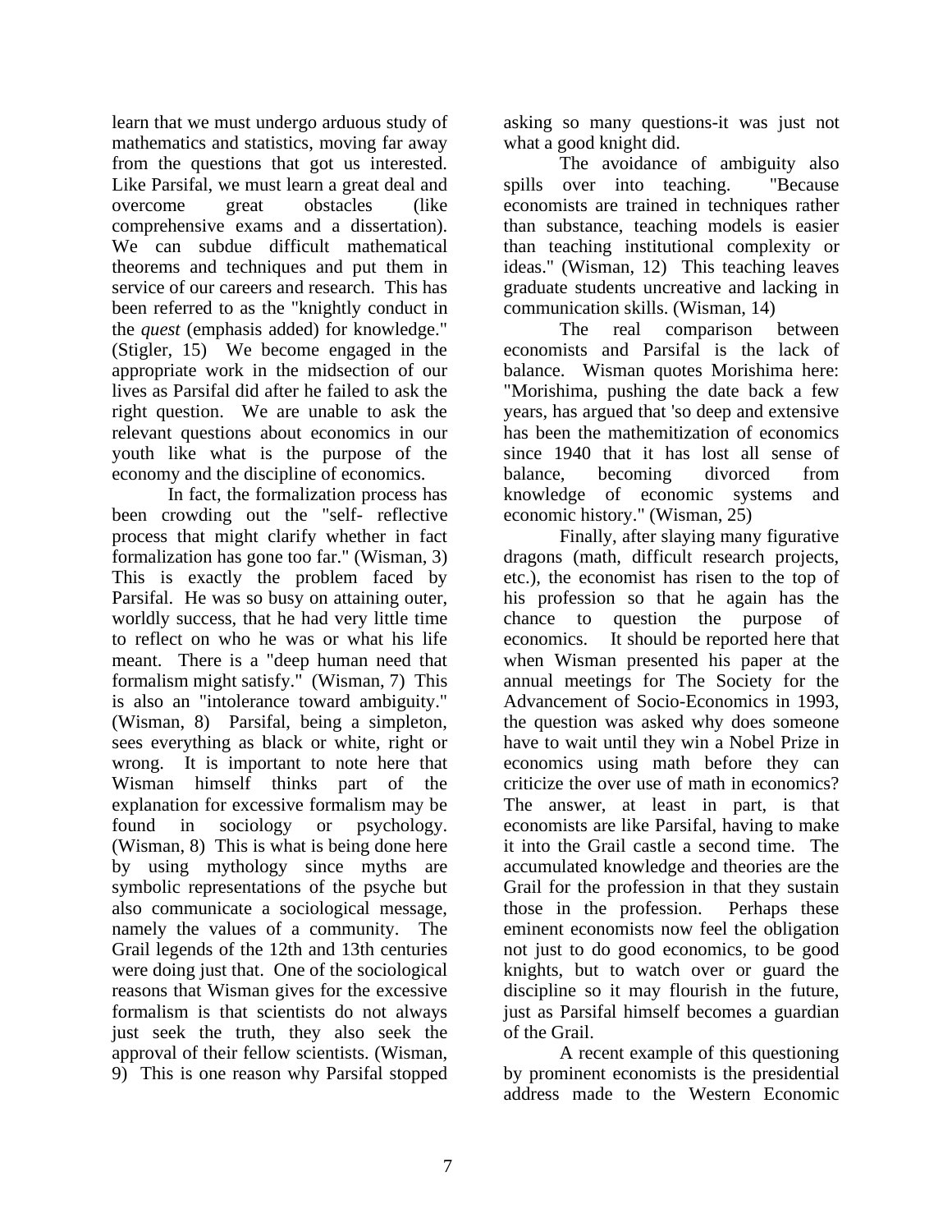learn that we must undergo arduous study of mathematics and statistics, moving far away from the questions that got us interested. Like Parsifal, we must learn a great deal and overcome great obstacles (like comprehensive exams and a dissertation). We can subdue difficult mathematical theorems and techniques and put them in service of our careers and research. This has been referred to as the "knightly conduct in the *quest* (emphasis added) for knowledge." (Stigler, 15) We become engaged in the appropriate work in the midsection of our lives as Parsifal did after he failed to ask the right question. We are unable to ask the relevant questions about economics in our youth like what is the purpose of the economy and the discipline of economics.

In fact, the formalization process has been crowding out the "self- reflective process that might clarify whether in fact formalization has gone too far." (Wisman, 3) This is exactly the problem faced by Parsifal. He was so busy on attaining outer, worldly success, that he had very little time to reflect on who he was or what his life meant. There is a "deep human need that formalism might satisfy." (Wisman, 7) This is also an "intolerance toward ambiguity." (Wisman, 8) Parsifal, being a simpleton, sees everything as black or white, right or wrong. It is important to note here that Wisman himself thinks part of the explanation for excessive formalism may be found in sociology or psychology. (Wisman, 8) This is what is being done here by using mythology since myths are symbolic representations of the psyche but also communicate a sociological message, namely the values of a community. The Grail legends of the 12th and 13th centuries were doing just that. One of the sociological reasons that Wisman gives for the excessive formalism is that scientists do not always just seek the truth, they also seek the approval of their fellow scientists. (Wisman, 9) This is one reason why Parsifal stopped asking so many questions-it was just not what a good knight did.

The avoidance of ambiguity also spills over into teaching. "Because economists are trained in techniques rather than substance, teaching models is easier than teaching institutional complexity or ideas." (Wisman, 12) This teaching leaves graduate students uncreative and lacking in communication skills. (Wisman, 14)

The real comparison between economists and Parsifal is the lack of balance. Wisman quotes Morishima here: "Morishima, pushing the date back a few years, has argued that 'so deep and extensive has been the mathemitization of economics since 1940 that it has lost all sense of balance, becoming divorced from knowledge of economic systems and economic history." (Wisman, 25)

Finally, after slaying many figurative dragons (math, difficult research projects, etc.), the economist has risen to the top of his profession so that he again has the chance to question the purpose of economics. It should be reported here that when Wisman presented his paper at the annual meetings for The Society for the Advancement of Socio-Economics in 1993, the question was asked why does someone have to wait until they win a Nobel Prize in economics using math before they can criticize the over use of math in economics? The answer, at least in part, is that economists are like Parsifal, having to make it into the Grail castle a second time. The accumulated knowledge and theories are the Grail for the profession in that they sustain those in the profession. Perhaps these eminent economists now feel the obligation not just to do good economics, to be good knights, but to watch over or guard the discipline so it may flourish in the future, just as Parsifal himself becomes a guardian of the Grail.

A recent example of this questioning by prominent economists is the presidential address made to the Western Economic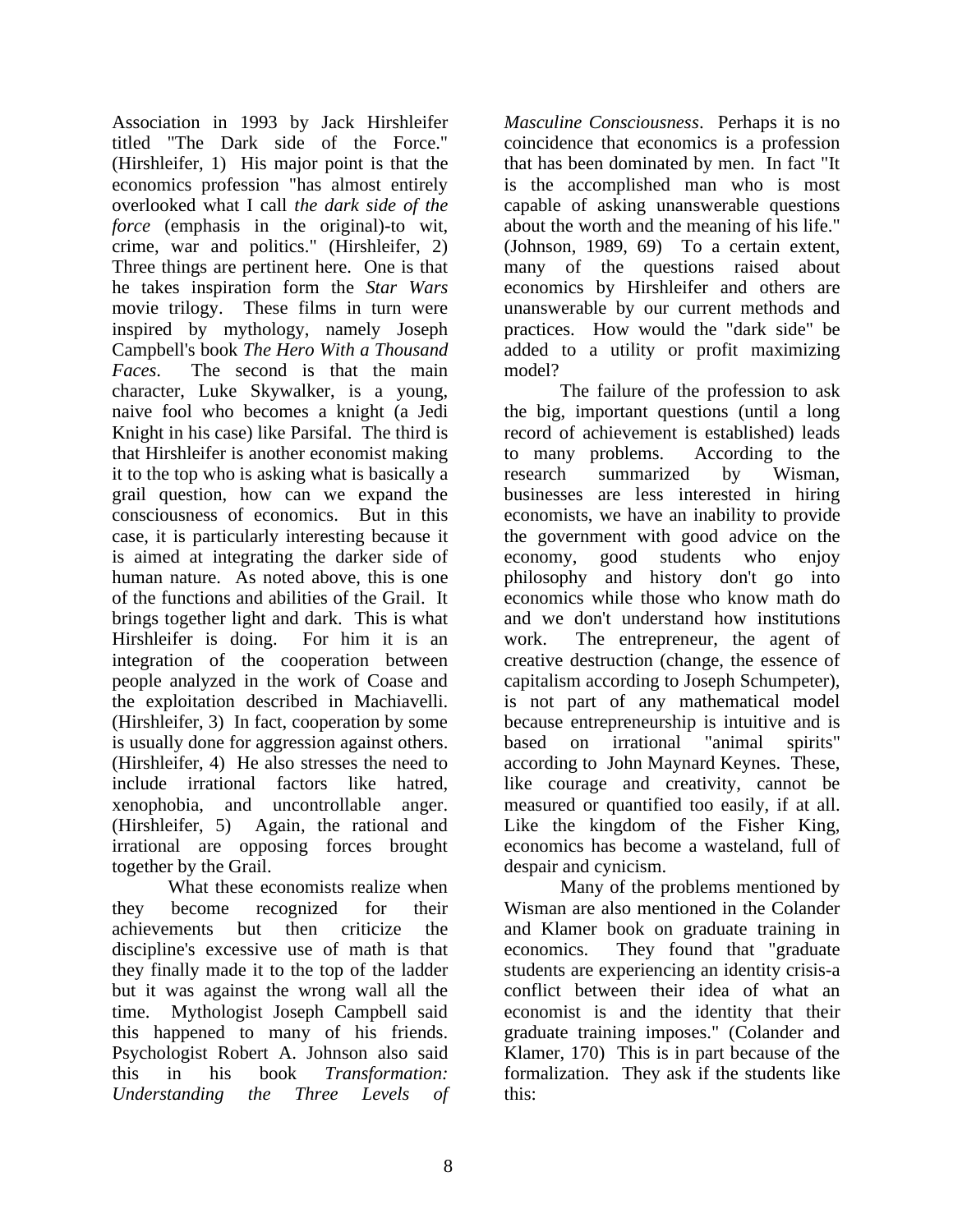Association in 1993 by Jack Hirshleifer titled "The Dark side of the Force." (Hirshleifer, 1) His major point is that the economics profession "has almost entirely overlooked what I call *the dark side of the force* (emphasis in the original)-to wit, crime, war and politics." (Hirshleifer, 2) Three things are pertinent here. One is that he takes inspiration form the *Star Wars* movie trilogy. These films in turn were inspired by mythology, namely Joseph Campbell's book *The Hero With a Thousand Faces*. The second is that the main character, Luke Skywalker, is a young, naive fool who becomes a knight (a Jedi Knight in his case) like Parsifal. The third is that Hirshleifer is another economist making it to the top who is asking what is basically a grail question, how can we expand the consciousness of economics. But in this case, it is particularly interesting because it is aimed at integrating the darker side of human nature. As noted above, this is one of the functions and abilities of the Grail. It brings together light and dark. This is what Hirshleifer is doing. For him it is an integration of the cooperation between people analyzed in the work of Coase and the exploitation described in Machiavelli. (Hirshleifer, 3) In fact, cooperation by some is usually done for aggression against others. (Hirshleifer, 4) He also stresses the need to include irrational factors like hatred, xenophobia, and uncontrollable anger. (Hirshleifer, 5) Again, the rational and irrational are opposing forces brought together by the Grail.

What these economists realize when they become recognized for their achievements but then criticize the discipline's excessive use of math is that they finally made it to the top of the ladder but it was against the wrong wall all the time. Mythologist Joseph Campbell said this happened to many of his friends. Psychologist Robert A. Johnson also said this in his book *Transformation: Understanding the Three Levels of Masculine Consciousness*. Perhaps it is no coincidence that economics is a profession that has been dominated by men. In fact "It is the accomplished man who is most capable of asking unanswerable questions about the worth and the meaning of his life." (Johnson, 1989, 69) To a certain extent, many of the questions raised about economics by Hirshleifer and others are unanswerable by our current methods and practices. How would the "dark side" be added to a utility or profit maximizing model?

The failure of the profession to ask the big, important questions (until a long record of achievement is established) leads to many problems. According to the research summarized by Wisman, businesses are less interested in hiring economists, we have an inability to provide the government with good advice on the economy, good students who enjoy philosophy and history don't go into economics while those who know math do and we don't understand how institutions work. The entrepreneur, the agent of creative destruction (change, the essence of capitalism according to Joseph Schumpeter), is not part of any mathematical model because entrepreneurship is intuitive and is based on irrational "animal spirits" according to John Maynard Keynes. These, like courage and creativity, cannot be measured or quantified too easily, if at all. Like the kingdom of the Fisher King, economics has become a wasteland, full of despair and cynicism.

Many of the problems mentioned by Wisman are also mentioned in the Colander and Klamer book on graduate training in economics. They found that "graduate students are experiencing an identity crisis-a conflict between their idea of what an economist is and the identity that their graduate training imposes." (Colander and Klamer, 170) This is in part because of the formalization. They ask if the students like this: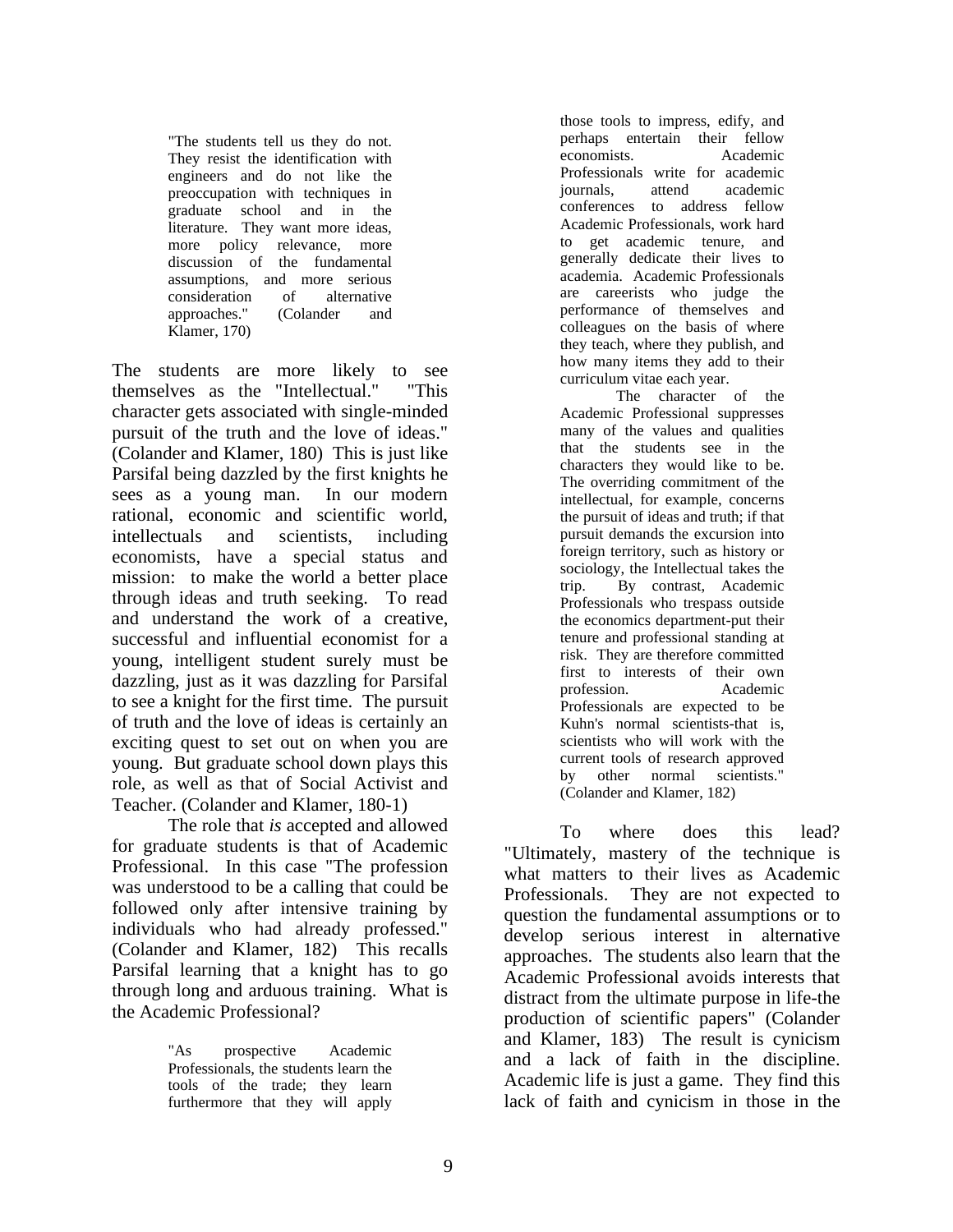> "The students tell us they do not. They resist the identification with engineers and do not like the preoccupation with techniques in graduate school and in the literature. They want more ideas, more policy relevance, more discussion of the fundamental assumptions, and more serious consideration of alternative approaches." (Colander and Klamer, 170)

The students are more likely to see themselves as the "Intellectual." "This character gets associated with single-minded pursuit of the truth and the love of ideas." (Colander and Klamer, 180) This is just like Parsifal being dazzled by the first knights he sees as a young man. In our modern rational, economic and scientific world, intellectuals and scientists, including economists, have a special status and mission: to make the world a better place through ideas and truth seeking. To read and understand the work of a creative, successful and influential economist for a young, intelligent student surely must be dazzling, just as it was dazzling for Parsifal to see a knight for the first time. The pursuit of truth and the love of ideas is certainly an exciting quest to set out on when you are young. But graduate school down plays this role, as well as that of Social Activist and Teacher. (Colander and Klamer, 180-1)

The role that *is* accepted and allowed for graduate students is that of Academic Professional. In this case "The profession was understood to be a calling that could be followed only after intensive training by individuals who had already professed." (Colander and Klamer, 182) This recalls Parsifal learning that a knight has to go through long and arduous training. What is the Academic Professional?

> "As prospective Academic Professionals, the students learn the tools of the trade; they learn furthermore that they will apply those tools to impress, edify, and perhaps entertain their fellow economists. Academic Professionals write for academic journals, attend academic conferences to address fellow Academic Professionals, work hard to get academic tenure, and generally dedicate their lives to academia. Academic Professionals are careerists who judge the performance of themselves and colleagues on the basis of where they teach, where they publish, and how many items they add to their curriculum vitae each year.
>
> The character of the Academic Professional suppresses many of the values and qualities that the students see in the characters they would like to be. The overriding commitment of the intellectual, for example, concerns the pursuit of ideas and truth; if that pursuit demands the excursion into foreign territory, such as history or sociology, the Intellectual takes the trip. By contrast, Academic Professionals who trespass outside the economics department-put their tenure and professional standing at risk. They are therefore committed first to interests of their own profession. Academic Professionals are expected to be Kuhn's normal scientists-that is, scientists who will work with the current tools of research approved by other normal scientists." (Colander and Klamer, 182)

To where does this lead? "Ultimately, mastery of the technique is what matters to their lives as Academic Professionals. They are not expected to question the fundamental assumptions or to develop serious interest in alternative approaches. The students also learn that the Academic Professional avoids interests that distract from the ultimate purpose in life-the production of scientific papers" (Colander and Klamer, 183) The result is cynicism and a lack of faith in the discipline. Academic life is just a game. They find this lack of faith and cynicism in those in the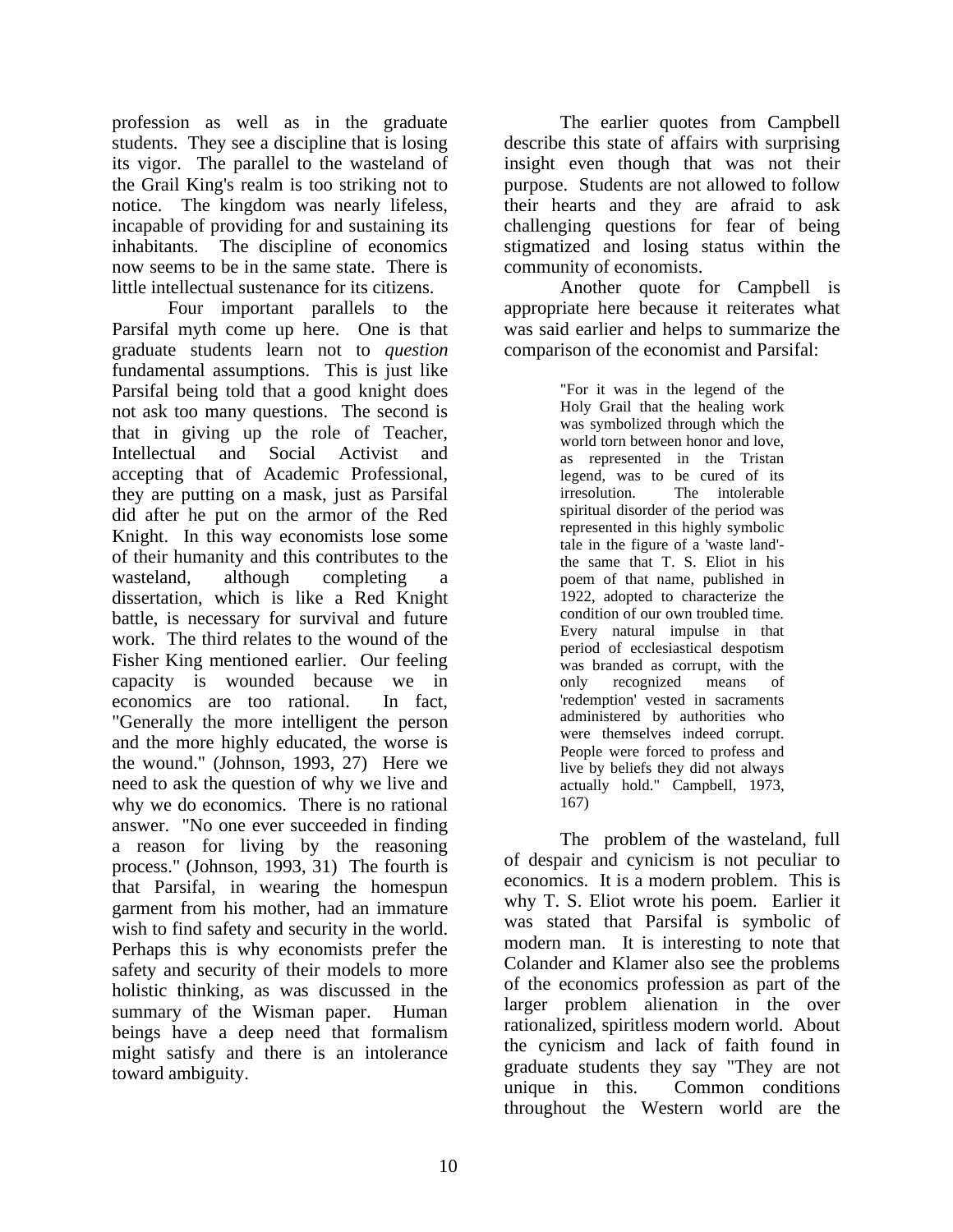profession as well as in the graduate students. They see a discipline that is losing its vigor. The parallel to the wasteland of the Grail King's realm is too striking not to notice. The kingdom was nearly lifeless, incapable of providing for and sustaining its inhabitants. The discipline of economics now seems to be in the same state. There is little intellectual sustenance for its citizens.

Four important parallels to the Parsifal myth come up here. One is that graduate students learn not to *question* fundamental assumptions. This is just like Parsifal being told that a good knight does not ask too many questions. The second is that in giving up the role of Teacher, Intellectual and Social Activist and accepting that of Academic Professional, they are putting on a mask, just as Parsifal did after he put on the armor of the Red Knight. In this way economists lose some of their humanity and this contributes to the wasteland, although completing a dissertation, which is like a Red Knight battle, is necessary for survival and future work. The third relates to the wound of the Fisher King mentioned earlier. Our feeling capacity is wounded because we in economics are too rational. In fact, "Generally the more intelligent the person and the more highly educated, the worse is the wound." (Johnson, 1993, 27) Here we need to ask the question of why we live and why we do economics. There is no rational answer. "No one ever succeeded in finding a reason for living by the reasoning process." (Johnson, 1993, 31) The fourth is that Parsifal, in wearing the homespun garment from his mother, had an immature wish to find safety and security in the world. Perhaps this is why economists prefer the safety and security of their models to more holistic thinking, as was discussed in the summary of the Wisman paper. Human beings have a deep need that formalism might satisfy and there is an intolerance toward ambiguity.

The earlier quotes from Campbell describe this state of affairs with surprising insight even though that was not their purpose. Students are not allowed to follow their hearts and they are afraid to ask challenging questions for fear of being stigmatized and losing status within the community of economists.

Another quote for Campbell is appropriate here because it reiterates what was said earlier and helps to summarize the comparison of the economist and Parsifal:

> "For it was in the legend of the Holy Grail that the healing work was symbolized through which the world torn between honor and love, as represented in the Tristan legend, was to be cured of its irresolution. The intolerable spiritual disorder of the period was represented in this highly symbolic tale in the figure of a 'waste land'- the same that T. S. Eliot in his poem of that name, published in 1922, adopted to characterize the condition of our own troubled time. Every natural impulse in that period of ecclesiastical despotism was branded as corrupt, with the only recognized means of 'redemption' vested in sacraments administered by authorities who were themselves indeed corrupt. People were forced to profess and live by beliefs they did not always actually hold." Campbell, 1973, 167)

The problem of the wasteland, full of despair and cynicism is not peculiar to economics. It is a modern problem. This is why T. S. Eliot wrote his poem. Earlier it was stated that Parsifal is symbolic of modern man. It is interesting to note that Colander and Klamer also see the problems of the economics profession as part of the larger problem alienation in the over rationalized, spiritless modern world. About the cynicism and lack of faith found in graduate students they say "They are not unique in this. Common conditions throughout the Western world are the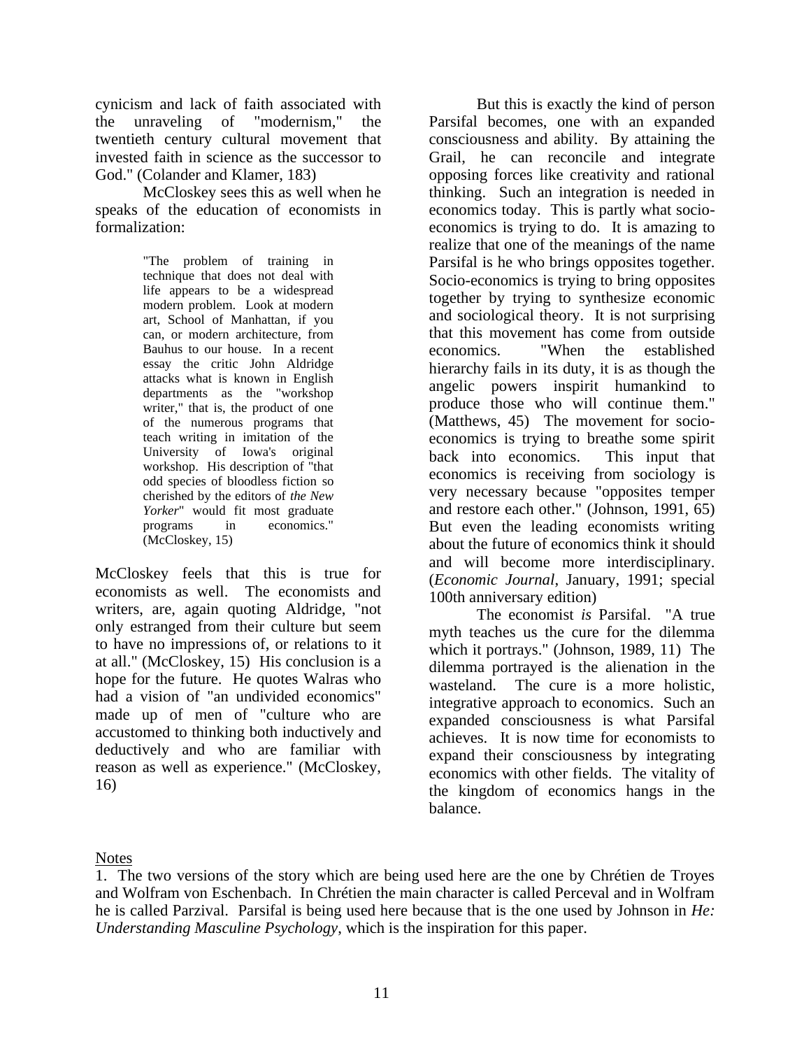cynicism and lack of faith associated with the unraveling of "modernism," the twentieth century cultural movement that invested faith in science as the successor to God." (Colander and Klamer, 183)

McCloskey sees this as well when he speaks of the education of economists in formalization:

> "The problem of training in technique that does not deal with life appears to be a widespread modern problem. Look at modern art, School of Manhattan, if you can, or modern architecture, from Bauhus to our house. In a recent essay the critic John Aldridge attacks what is known in English departments as the "workshop writer," that is, the product of one of the numerous programs that teach writing in imitation of the University of Iowa's original workshop. His description of "that odd species of bloodless fiction so cherished by the editors of *the New Yorker*" would fit most graduate programs in economics." (McCloskey, 15)

McCloskey feels that this is true for economists as well. The economists and writers, are, again quoting Aldridge, "not only estranged from their culture but seem to have no impressions of, or relations to it at all." (McCloskey, 15) His conclusion is a hope for the future. He quotes Walras who had a vision of "an undivided economics" made up of men of "culture who are accustomed to thinking both inductively and deductively and who are familiar with reason as well as experience." (McCloskey, 16)

But this is exactly the kind of person Parsifal becomes, one with an expanded consciousness and ability. By attaining the Grail, he can reconcile and integrate opposing forces like creativity and rational thinking. Such an integration is needed in economics today. This is partly what socio-economics is trying to do. It is amazing to realize that one of the meanings of the name Parsifal is he who brings opposites together. Socio-economics is trying to bring opposites together by trying to synthesize economic and sociological theory. It is not surprising that this movement has come from outside economics. "When the established hierarchy fails in its duty, it is as though the angelic powers inspirit humankind to produce those who will continue them." (Matthews, 45) The movement for socio-economics is trying to breathe some spirit back into economics. This input that economics is receiving from sociology is very necessary because "opposites temper and restore each other." (Johnson, 1991, 65) But even the leading economists writing about the future of economics think it should and will become more interdisciplinary. (*Economic Journal*, January, 1991; special 100th anniversary edition)

The economist *is* Parsifal. "A true myth teaches us the cure for the dilemma which it portrays." (Johnson, 1989, 11) The dilemma portrayed is the alienation in the wasteland. The cure is a more holistic, integrative approach to economics. Such an expanded consciousness is what Parsifal achieves. It is now time for economists to expand their consciousness by integrating economics with other fields. The vitality of the kingdom of economics hangs in the balance.

Notes

1. The two versions of the story which are being used here are the one by Chrétien de Troyes and Wolfram von Eschenbach. In Chrétien the main character is called Perceval and in Wolfram he is called Parzival. Parsifal is being used here because that is the one used by Johnson in *He: Understanding Masculine Psychology*, which is the inspiration for this paper.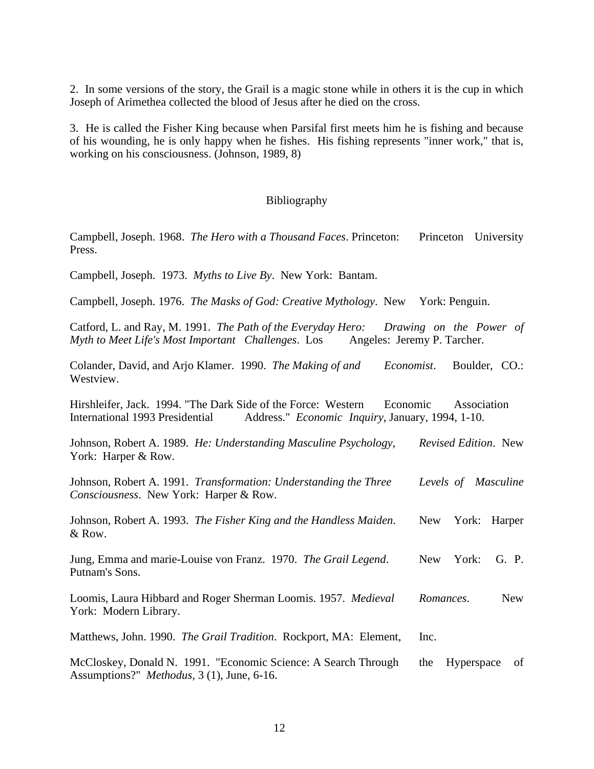2. In some versions of the story, the Grail is a magic stone while in others it is the cup in which Joseph of Arimethea collected the blood of Jesus after he died on the cross.

3. He is called the Fisher King because when Parsifal first meets him he is fishing and because of his wounding, he is only happy when he fishes. His fishing represents "inner work," that is, working on his consciousness. (Johnson, 1989, 8)

## Bibliography

Campbell, Joseph. 1968. *The Hero with a Thousand Faces*. Princeton: Princeton University Press.

Campbell, Joseph. 1973. *Myths to Live By*. New York: Bantam.

Campbell, Joseph. 1976. *The Masks of God: Creative Mythology*. New York: Penguin.

Catford, L. and Ray, M. 1991. *The Path of the Everyday Hero: Drawing on the Power of Myth to Meet Life's Most Important Challenges*. Los Angeles: Jeremy P. Tarcher.

Colander, David, and Arjo Klamer. 1990. *The Making of and Economist*. Boulder, CO.: Westview.

Hirshleifer, Jack. 1994. "The Dark Side of the Force: Western Economic Association International 1993 Presidential Address." *Economic Inquiry*, January, 1994, 1-10.

Johnson, Robert A. 1989. *He: Understanding Masculine Psychology, Revised Edition*. New York: Harper & Row.

Johnson, Robert A. 1991. *Transformation: Understanding the Three Levels of Masculine Consciousness*. New York: Harper & Row.

Johnson, Robert A. 1993. *The Fisher King and the Handless Maiden*. New York: Harper & Row.

Jung, Emma and marie-Louise von Franz. 1970. *The Grail Legend*. New York: G. P. Putnam's Sons.

Loomis, Laura Hibbard and Roger Sherman Loomis. 1957. *Medieval Romances*. New York: Modern Library.

Matthews, John. 1990. *The Grail Tradition*. Rockport, MA: Element, Inc.

McCloskey, Donald N. 1991. "Economic Science: A Search Through the Hyperspace of Assumptions?" *Methodus*, 3 (1), June, 6-16.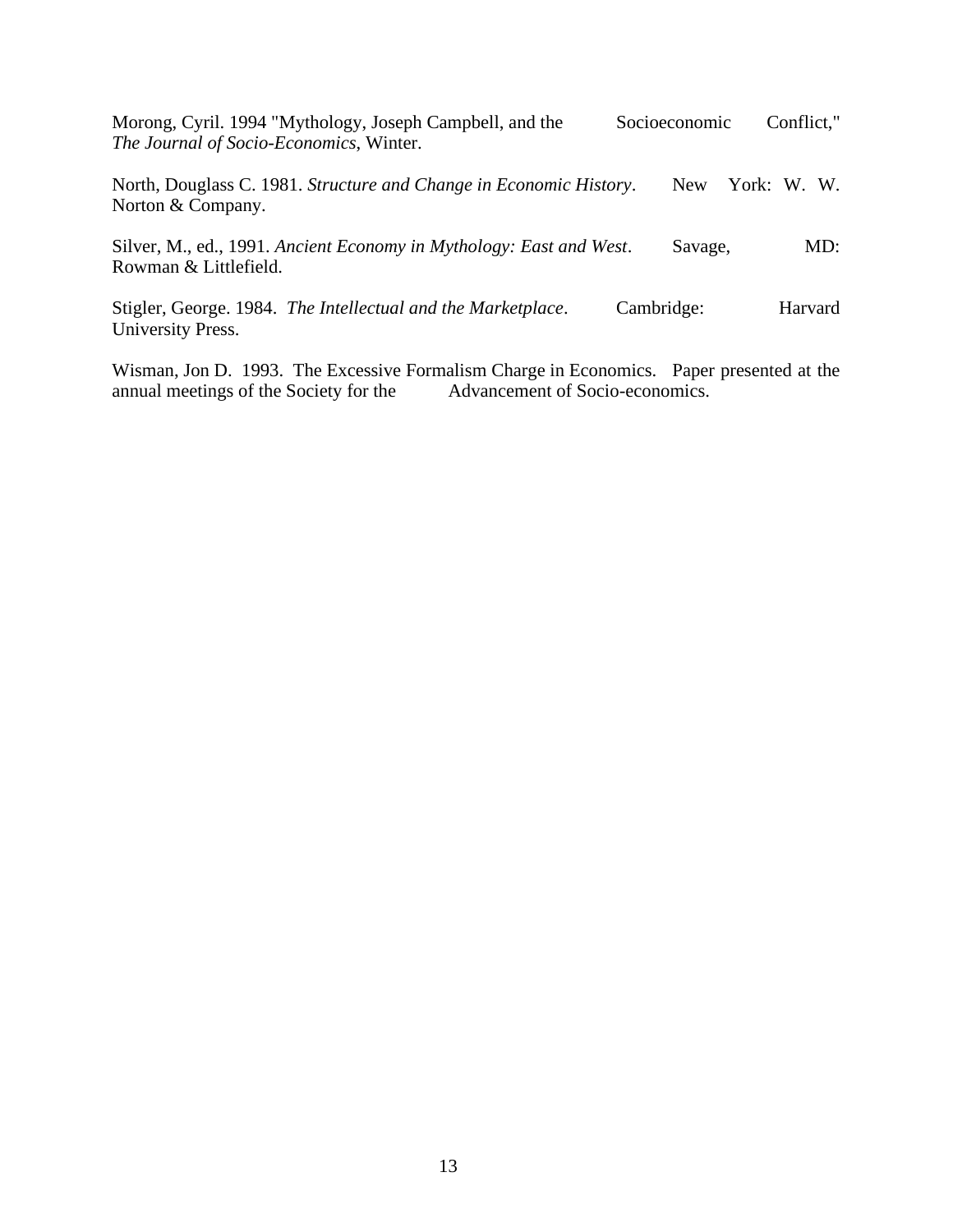Morong, Cyril. 1994 "Mythology, Joseph Campbell, and the Socioeconomic Conflict," *The Journal of Socio-Economics*, Winter.

North, Douglass C. 1981. *Structure and Change in Economic History*. New York: W. W. Norton & Company.

Silver, M., ed., 1991. *Ancient Economy in Mythology: East and West*. Savage, MD: Rowman & Littlefield.

Stigler, George. 1984. *The Intellectual and the Marketplace*. Cambridge: Harvard University Press.

Wisman, Jon D. 1993. The Excessive Formalism Charge in Economics. Paper presented at the annual meetings of the Society for the Advancement of Socio-economics.